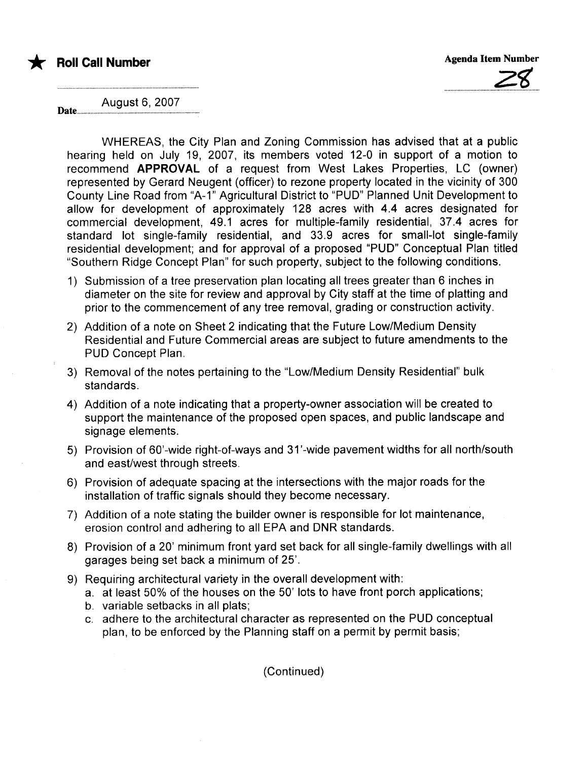★ **Roll Call Number**

**Agenda Item Number**

28

Date August 6, 2007

WHEREAS, the City Plan and Zoning Commission has advised that at a public hearing held on July 19, 2007, its members voted 12-0 in support of a motion to recommend **APPROVAL** of a request from West Lakes Properties, LC (owner) represented by Gerard Neugent (officer) to rezone property located in the vicinity of 300 County Line Road from "A-1" Agricultural District to "PUD" Planned Unit Development to allow for development of approximately 128 acres with 4.4 acres designated for commercial development, 49.1 acres for multiple-family residential, 37.4 acres for standard lot single-family residential, and 33.9 acres for small-lot single-family residential development; and for approval of a proposed "PUD" Conceptual Plan titled "Southern Ridge Concept Plan" for such property, subject to the following conditions.

1) Submission of a tree preservation plan locating all trees greater than 6 inches in diameter on the site for review and approval by City staff at the time of platting and prior to the commencement of any tree removal, grading or construction activity.
2) Addition of a note on Sheet 2 indicating that the Future Low/Medium Density Residential and Future Commercial areas are subject to future amendments to the PUD Concept Plan.
3) Removal of the notes pertaining to the "Low/Medium Density Residential" bulk standards.
4) Addition of a note indicating that a property-owner association will be created to support the maintenance of the proposed open spaces, and public landscape and signage elements.
5) Provision of 60'-wide right-of-ways and 31'-wide pavement widths for all north/south and east/west through streets.
6) Provision of adequate spacing at the intersections with the major roads for the installation of traffic signals should they become necessary.
7) Addition of a note stating the builder owner is responsible for lot maintenance, erosion control and adhering to all EPA and DNR standards.
8) Provision of a 20' minimum front yard set back for all single-family dwellings with all garages being set back a minimum of 25'.
9) Requiring architectural variety in the overall development with:
   a. at least 50% of the houses on the 50' lots to have front porch applications;
   b. variable setbacks in all plats;
   c. adhere to the architectural character as represented on the PUD conceptual plan, to be enforced by the Planning staff on a permit by permit basis;

(Continued)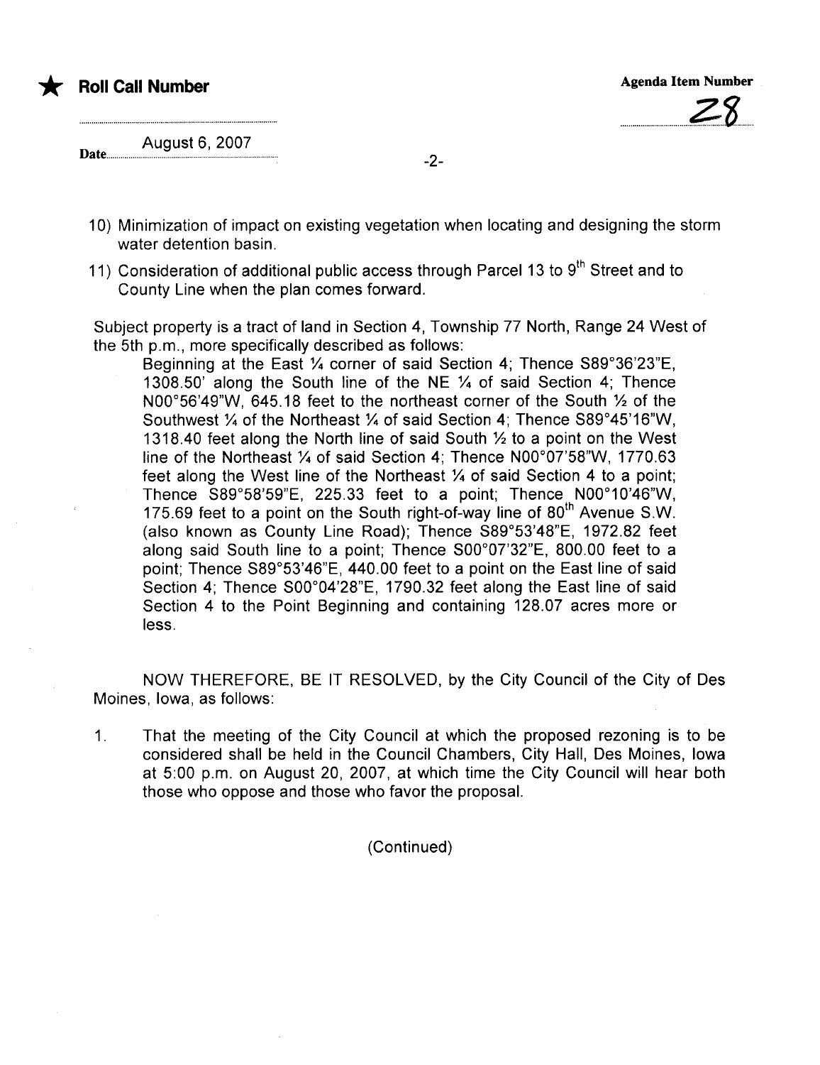★ **Roll Call Number**

**Agenda Item Number** 28

**Date** August 6, 2007

10) Minimization of impact on existing vegetation when locating and designing the storm water detention basin.

11) Consideration of additional public access through Parcel 13 to 9th Street and to County Line when the plan comes forward.

Subject property is a tract of land in Section 4, Township 77 North, Range 24 West of the 5th p.m., more specifically described as follows:

> Beginning at the East ¼ corner of said Section 4; Thence S89°36'23"E, 1308.50' along the South line of the NE ¼ of said Section 4; Thence N00°56'49"W, 645.18 feet to the northeast corner of the South ½ of the Southwest ¼ of the Northeast ¼ of said Section 4; Thence S89°45'16"W, 1318.40 feet along the North line of said South ½ to a point on the West line of the Northeast ¼ of said Section 4; Thence N00°07'58"W, 1770.63 feet along the West line of the Northeast ¼ of said Section 4 to a point; Thence S89°58'59"E, 225.33 feet to a point; Thence N00°10'46"W, 175.69 feet to a point on the South right-of-way line of 80th Avenue S.W. (also known as County Line Road); Thence S89°53'48"E, 1972.82 feet along said South line to a point; Thence S00°07'32"E, 800.00 feet to a point; Thence S89°53'46"E, 440.00 feet to a point on the East line of said Section 4; Thence S00°04'28"E, 1790.32 feet along the East line of said Section 4 to the Point Beginning and containing 128.07 acres more or less.

NOW THEREFORE, BE IT RESOLVED, by the City Council of the City of Des Moines, Iowa, as follows:

1. That the meeting of the City Council at which the proposed rezoning is to be considered shall be held in the Council Chambers, City Hall, Des Moines, Iowa at 5:00 p.m. on August 20, 2007, at which time the City Council will hear both those who oppose and those who favor the proposal.

(Continued)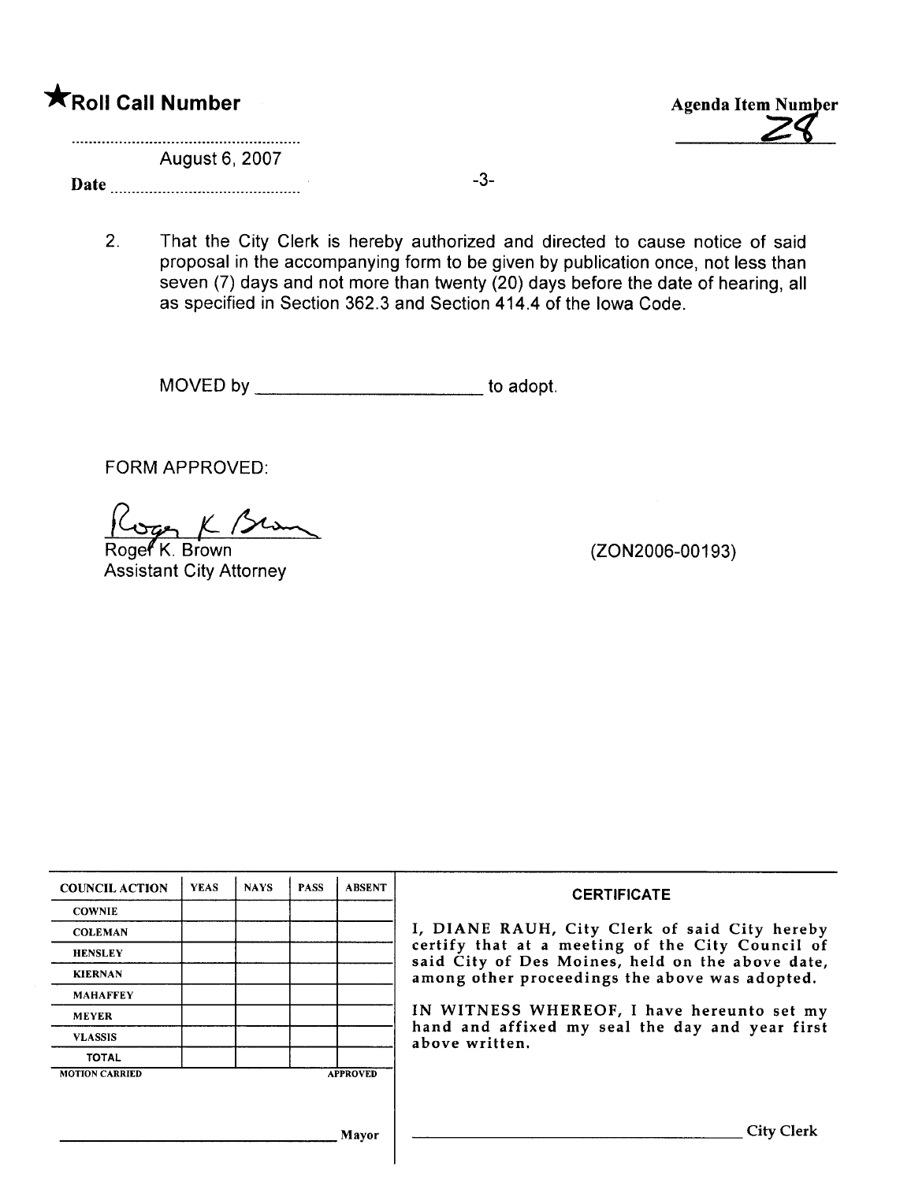★**Roll Call Number**

**Agenda Item Number** 28

Date August 6, 2007

2. That the City Clerk is hereby authorized and directed to cause notice of said proposal in the accompanying form to be given by publication once, not less than seven (7) days and not more than twenty (20) days before the date of hearing, all as specified in Section 362.3 and Section 414.4 of the Iowa Code.

MOVED by ______________________ to adopt.

FORM APPROVED:

Roger K. Brown
Assistant City Attorney

(ZON2006-00193)

| COUNCIL ACTION | YEAS | NAYS | PASS | ABSENT |
|---|---|---|---|---|
| COWNIE | | | | |
| COLEMAN | | | | |
| HENSLEY | | | | |
| KIERNAN | | | | |
| MAHAFFEY | | | | |
| MEYER | | | | |
| VLASSIS | | | | |
| TOTAL | | | | |
| MOTION CARRIED | | | | APPROVED |

______________________ Mayor

**CERTIFICATE**

I, DIANE RAUH, City Clerk of said City hereby certify that at a meeting of the City Council of said City of Des Moines, held on the above date, among other proceedings the above was adopted.

IN WITNESS WHEREOF, I have hereunto set my hand and affixed my seal the day and year first above written.

______________________ City Clerk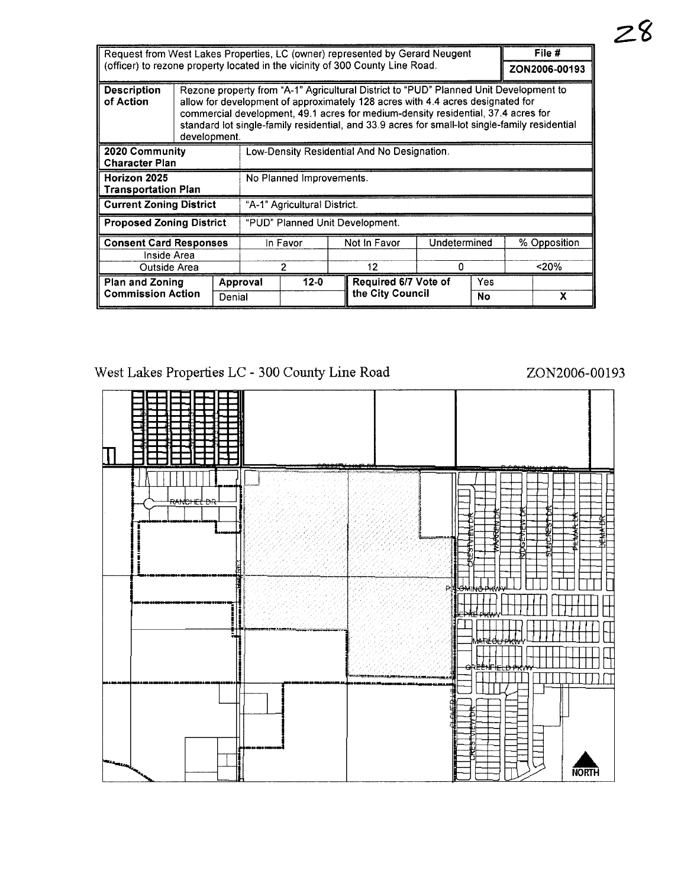| Request from West Lakes Properties, LC (owner) represented by Gerard Neugent (officer) to rezone property located in the vicinity of 300 County Line Road. | | | | | | | File # |
|---|---|---|---|---|---|---|---|
| | | | | | | | ZON2006-00193 |
| **Description of Action** | Rezone property from "A-1" Agricultural District to "PUD" Planned Unit Development to allow for development of approximately 128 acres with 4.4 acres designated for commercial development, 49.1 acres for medium-density residential, 37.4 acres for standard lot single-family residential, and 33.9 acres for small-lot single-family residential development. | | | | | | |
| **2020 Community Character Plan** | Low-Density Residential And No Designation. | | | | | | |
| **Horizon 2025 Transportation Plan** | No Planned Improvements. | | | | | | |
| **Current Zoning District** | "A-1" Agricultural District. | | | | | | |
| **Proposed Zoning District** | "PUD" Planned Unit Development. | | | | | | |
| **Consent Card Responses** | In Favor | | Not In Favor | Undetermined | | % Opposition | |
| Inside Area | | | | | | | |
| Outside Area | 2 | | 12 | 0 | | <20% | |
| **Plan and Zoning Commission Action** | Approval | 12-0 | Required 6/7 Vote of the City Council | Yes | | | |
| | Denial | | | No | | X | |

West Lakes Properties LC - 300 County Line Road

ZON2006-00193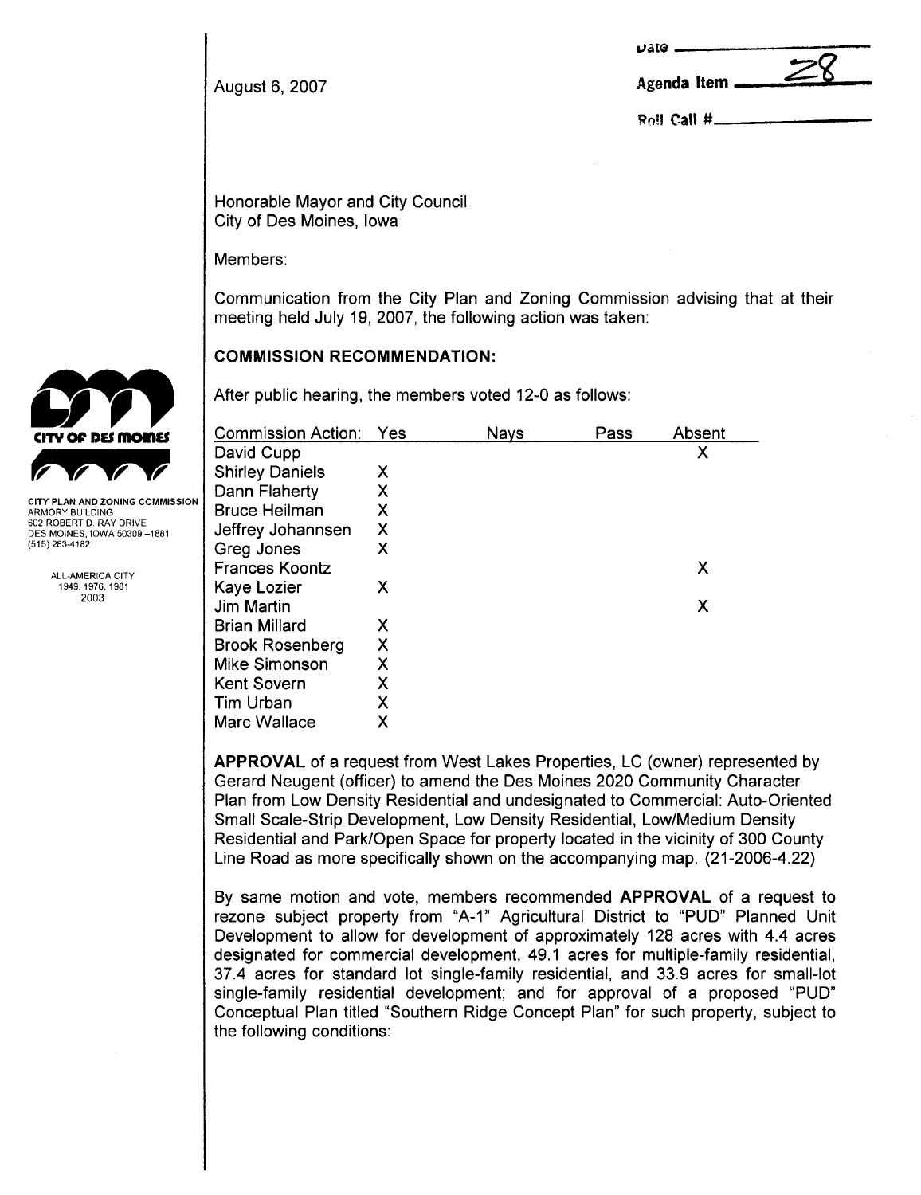August 6, 2007

Date ______

Agenda Item 28

Roll Call # ______

CITY OF DES MOINES

CITY PLAN AND ZONING COMMISSION
ARMORY BUILDING
602 ROBERT D. RAY DRIVE
DES MOINES, IOWA 50309-1881
(515) 283-4182

ALL-AMERICA CITY
1949, 1976, 1981
2003

Honorable Mayor and City Council
City of Des Moines, Iowa

Members:

Communication from the City Plan and Zoning Commission advising that at their meeting held July 19, 2007, the following action was taken:

**COMMISSION RECOMMENDATION:**

After public hearing, the members voted 12-0 as follows:

| Commission Action: | Yes | Nays | Pass | Absent |
|---|---|---|---|---|
| David Cupp | | | | X |
| Shirley Daniels | X | | | |
| Dann Flaherty | X | | | |
| Bruce Heilman | X | | | |
| Jeffrey Johannsen | X | | | |
| Greg Jones | X | | | |
| Frances Koontz | | | | X |
| Kaye Lozier | X | | | |
| Jim Martin | | | | X |
| Brian Millard | X | | | |
| Brook Rosenberg | X | | | |
| Mike Simonson | X | | | |
| Kent Sovern | X | | | |
| Tim Urban | X | | | |
| Marc Wallace | X | | | |

**APPROVAL** of a request from West Lakes Properties, LC (owner) represented by Gerard Neugent (officer) to amend the Des Moines 2020 Community Character Plan from Low Density Residential and undesignated to Commercial: Auto-Oriented Small Scale-Strip Development, Low Density Residential, Low/Medium Density Residential and Park/Open Space for property located in the vicinity of 300 County Line Road as more specifically shown on the accompanying map. (21-2006-4.22)

By same motion and vote, members recommended **APPROVAL** of a request to rezone subject property from "A-1" Agricultural District to "PUD" Planned Unit Development to allow for development of approximately 128 acres with 4.4 acres designated for commercial development, 49.1 acres for multiple-family residential, 37.4 acres for standard lot single-family residential, and 33.9 acres for small-lot single-family residential development; and for approval of a proposed "PUD" Conceptual Plan titled "Southern Ridge Concept Plan" for such property, subject to the following conditions: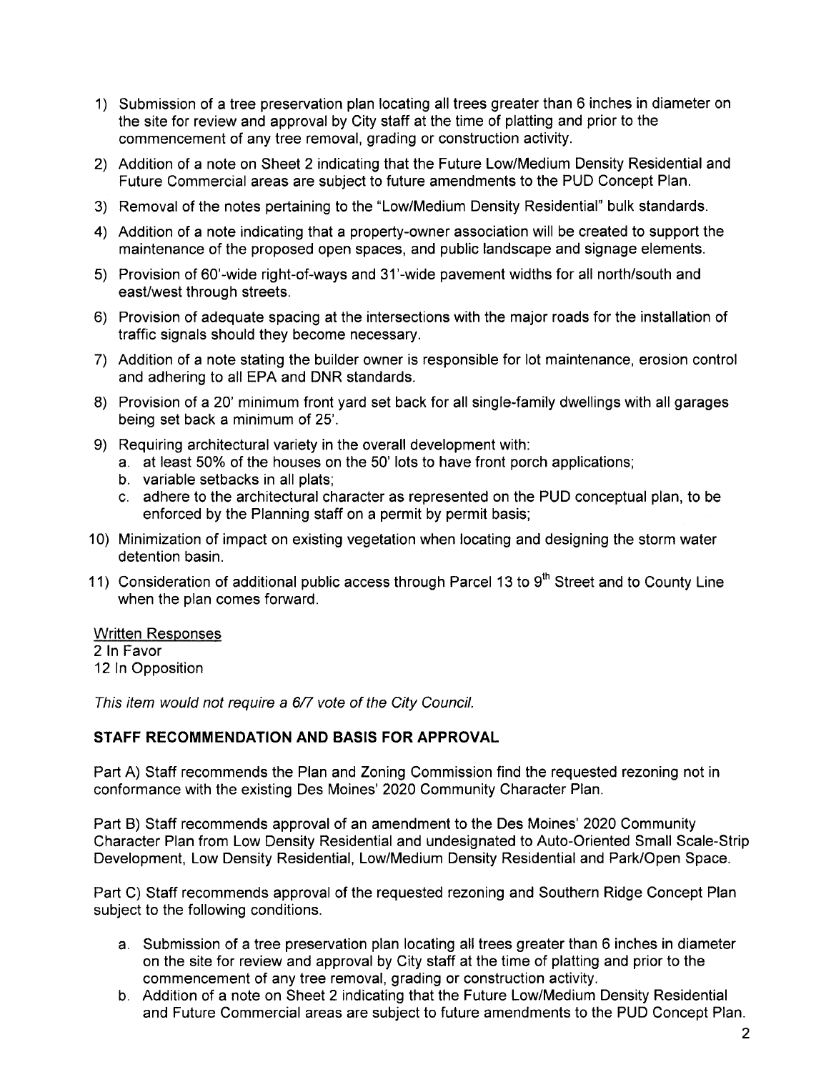1) Submission of a tree preservation plan locating all trees greater than 6 inches in diameter on the site for review and approval by City staff at the time of platting and prior to the commencement of any tree removal, grading or construction activity.
2) Addition of a note on Sheet 2 indicating that the Future Low/Medium Density Residential and Future Commercial areas are subject to future amendments to the PUD Concept Plan.
3) Removal of the notes pertaining to the "Low/Medium Density Residential" bulk standards.
4) Addition of a note indicating that a property-owner association will be created to support the maintenance of the proposed open spaces, and public landscape and signage elements.
5) Provision of 60'-wide right-of-ways and 31'-wide pavement widths for all north/south and east/west through streets.
6) Provision of adequate spacing at the intersections with the major roads for the installation of traffic signals should they become necessary.
7) Addition of a note stating the builder owner is responsible for lot maintenance, erosion control and adhering to all EPA and DNR standards.
8) Provision of a 20' minimum front yard set back for all single-family dwellings with all garages being set back a minimum of 25'.
9) Requiring architectural variety in the overall development with:
   a. at least 50% of the houses on the 50' lots to have front porch applications;
   b. variable setbacks in all plats;
   c. adhere to the architectural character as represented on the PUD conceptual plan, to be enforced by the Planning staff on a permit by permit basis;
10) Minimization of impact on existing vegetation when locating and designing the storm water detention basin.
11) Consideration of additional public access through Parcel 13 to 9th Street and to County Line when the plan comes forward.

Written Responses
2 In Favor
12 In Opposition

*This item would not require a 6/7 vote of the City Council.*

**STAFF RECOMMENDATION AND BASIS FOR APPROVAL**

Part A) Staff recommends the Plan and Zoning Commission find the requested rezoning not in conformance with the existing Des Moines' 2020 Community Character Plan.

Part B) Staff recommends approval of an amendment to the Des Moines' 2020 Community Character Plan from Low Density Residential and undesignated to Auto-Oriented Small Scale-Strip Development, Low Density Residential, Low/Medium Density Residential and Park/Open Space.

Part C) Staff recommends approval of the requested rezoning and Southern Ridge Concept Plan subject to the following conditions.

a. Submission of a tree preservation plan locating all trees greater than 6 inches in diameter on the site for review and approval by City staff at the time of platting and prior to the commencement of any tree removal, grading or construction activity.
b. Addition of a note on Sheet 2 indicating that the Future Low/Medium Density Residential and Future Commercial areas are subject to future amendments to the PUD Concept Plan.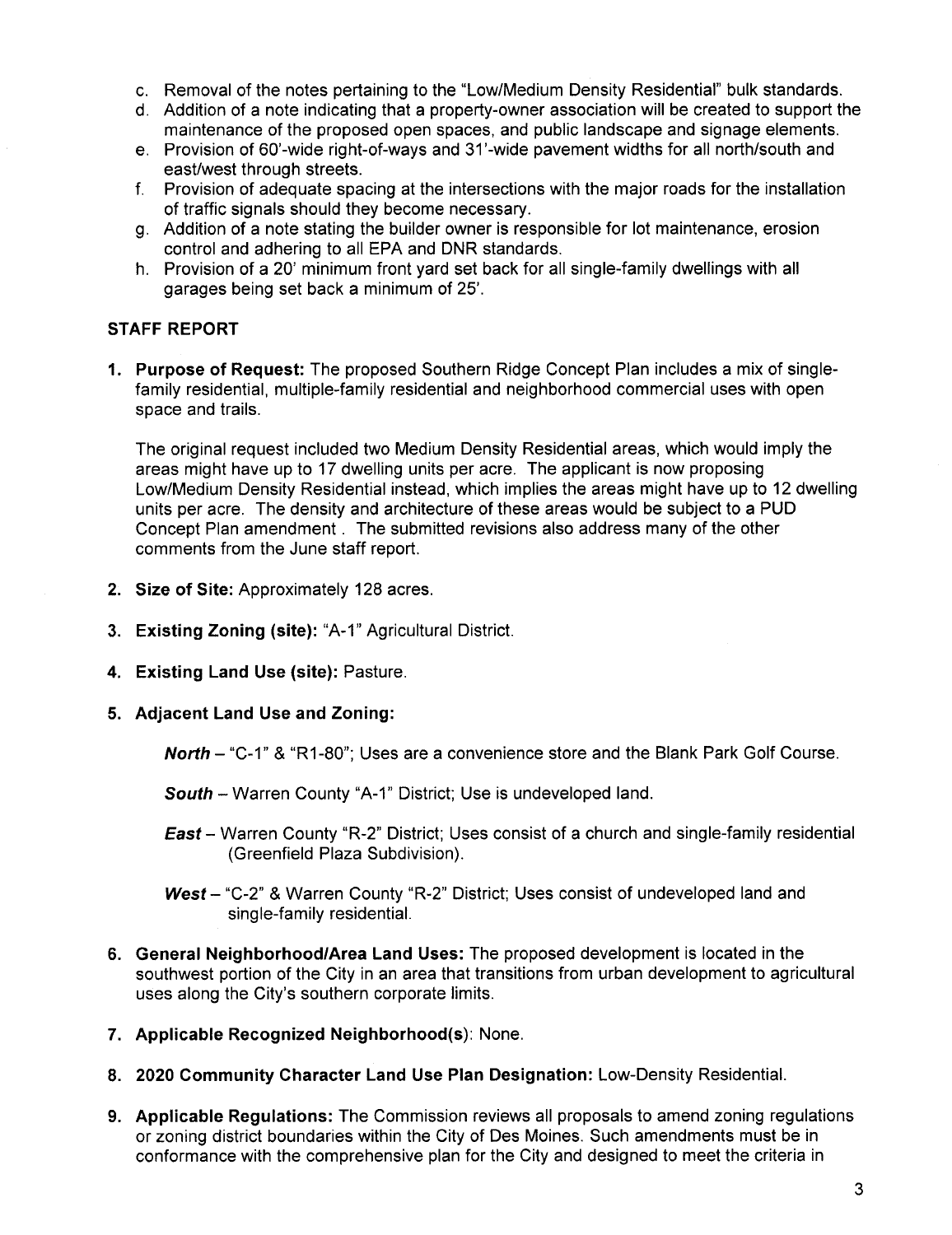c. Removal of the notes pertaining to the "Low/Medium Density Residential" bulk standards.
d. Addition of a note indicating that a property-owner association will be created to support the maintenance of the proposed open spaces, and public landscape and signage elements.
e. Provision of 60'-wide right-of-ways and 31'-wide pavement widths for all north/south and east/west through streets.
f. Provision of adequate spacing at the intersections with the major roads for the installation of traffic signals should they become necessary.
g. Addition of a note stating the builder owner is responsible for lot maintenance, erosion control and adhering to all EPA and DNR standards.
h. Provision of a 20' minimum front yard set back for all single-family dwellings with all garages being set back a minimum of 25'.

## STAFF REPORT

1. **Purpose of Request:** The proposed Southern Ridge Concept Plan includes a mix of single-family residential, multiple-family residential and neighborhood commercial uses with open space and trails.

   The original request included two Medium Density Residential areas, which would imply the areas might have up to 17 dwelling units per acre. The applicant is now proposing Low/Medium Density Residential instead, which implies the areas might have up to 12 dwelling units per acre. The density and architecture of these areas would be subject to a PUD Concept Plan amendment . The submitted revisions also address many of the other comments from the June staff report.

2. **Size of Site:** Approximately 128 acres.

3. **Existing Zoning (site):** "A-1" Agricultural District.

4. **Existing Land Use (site):** Pasture.

5. **Adjacent Land Use and Zoning:**

   ***North*** – "C-1" & "R1-80"; Uses are a convenience store and the Blank Park Golf Course.

   ***South*** – Warren County "A-1" District; Use is undeveloped land.

   ***East*** – Warren County "R-2" District; Uses consist of a church and single-family residential (Greenfield Plaza Subdivision).

   ***West*** – "C-2" & Warren County "R-2" District; Uses consist of undeveloped land and single-family residential.

6. **General Neighborhood/Area Land Uses:** The proposed development is located in the southwest portion of the City in an area that transitions from urban development to agricultural uses along the City's southern corporate limits.

7. **Applicable Recognized Neighborhood(s)**: None.

8. **2020 Community Character Land Use Plan Designation:** Low-Density Residential.

9. **Applicable Regulations:** The Commission reviews all proposals to amend zoning regulations or zoning district boundaries within the City of Des Moines. Such amendments must be in conformance with the comprehensive plan for the City and designed to meet the criteria in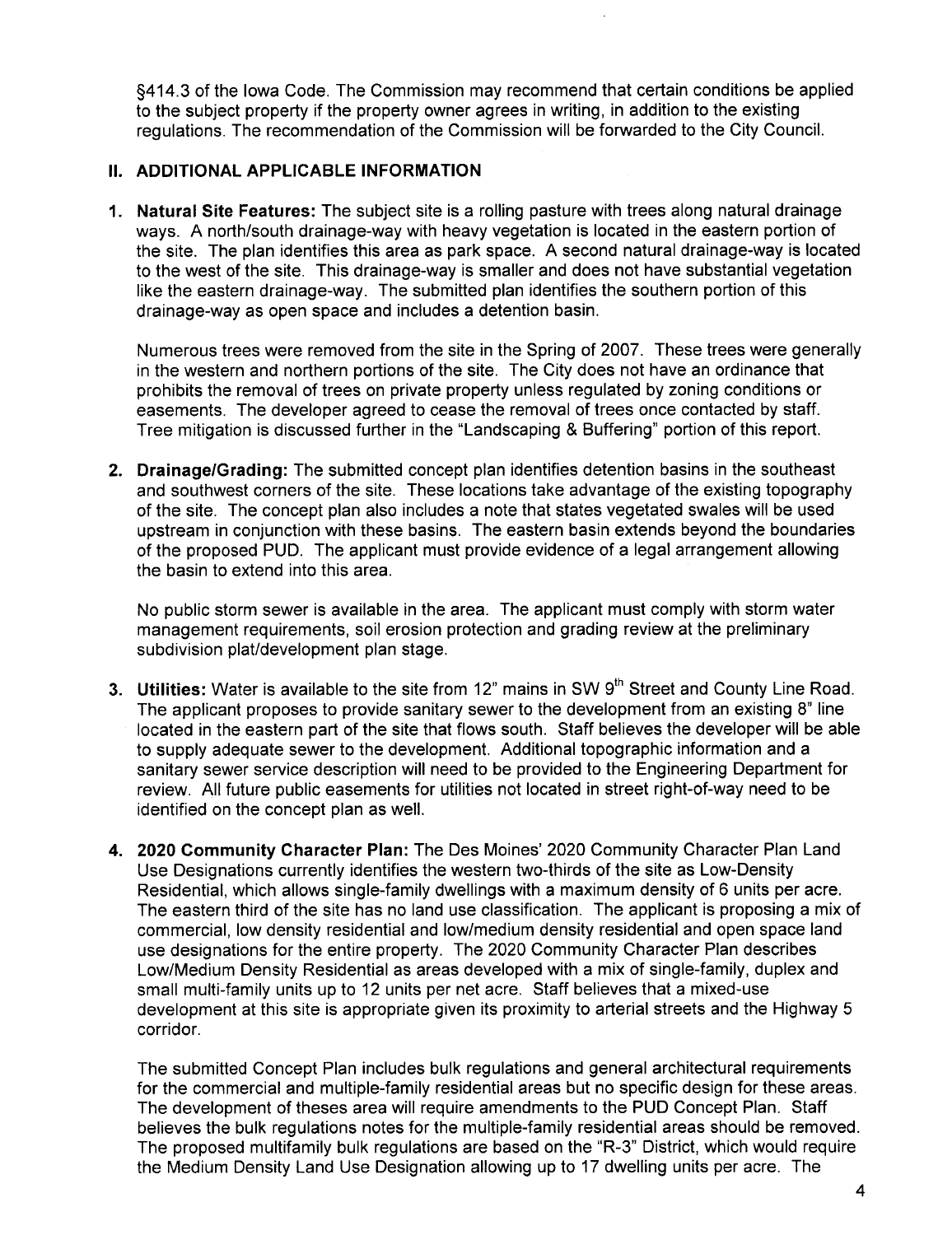§414.3 of the Iowa Code. The Commission may recommend that certain conditions be applied to the subject property if the property owner agrees in writing, in addition to the existing regulations. The recommendation of the Commission will be forwarded to the City Council.

## II. ADDITIONAL APPLICABLE INFORMATION

1. **Natural Site Features:** The subject site is a rolling pasture with trees along natural drainage ways. A north/south drainage-way with heavy vegetation is located in the eastern portion of the site. The plan identifies this area as park space. A second natural drainage-way is located to the west of the site. This drainage-way is smaller and does not have substantial vegetation like the eastern drainage-way. The submitted plan identifies the southern portion of this drainage-way as open space and includes a detention basin.

   Numerous trees were removed from the site in the Spring of 2007. These trees were generally in the western and northern portions of the site. The City does not have an ordinance that prohibits the removal of trees on private property unless regulated by zoning conditions or easements. The developer agreed to cease the removal of trees once contacted by staff. Tree mitigation is discussed further in the "Landscaping & Buffering" portion of this report.

2. **Drainage/Grading:** The submitted concept plan identifies detention basins in the southeast and southwest corners of the site. These locations take advantage of the existing topography of the site. The concept plan also includes a note that states vegetated swales will be used upstream in conjunction with these basins. The eastern basin extends beyond the boundaries of the proposed PUD. The applicant must provide evidence of a legal arrangement allowing the basin to extend into this area.

   No public storm sewer is available in the area. The applicant must comply with storm water management requirements, soil erosion protection and grading review at the preliminary subdivision plat/development plan stage.

3. **Utilities:** Water is available to the site from 12" mains in SW 9th Street and County Line Road. The applicant proposes to provide sanitary sewer to the development from an existing 8" line located in the eastern part of the site that flows south. Staff believes the developer will be able to supply adequate sewer to the development. Additional topographic information and a sanitary sewer service description will need to be provided to the Engineering Department for review. All future public easements for utilities not located in street right-of-way need to be identified on the concept plan as well.

4. **2020 Community Character Plan:** The Des Moines' 2020 Community Character Plan Land Use Designations currently identifies the western two-thirds of the site as Low-Density Residential, which allows single-family dwellings with a maximum density of 6 units per acre. The eastern third of the site has no land use classification. The applicant is proposing a mix of commercial, low density residential and low/medium density residential and open space land use designations for the entire property. The 2020 Community Character Plan describes Low/Medium Density Residential as areas developed with a mix of single-family, duplex and small multi-family units up to 12 units per net acre. Staff believes that a mixed-use development at this site is appropriate given its proximity to arterial streets and the Highway 5 corridor.

   The submitted Concept Plan includes bulk regulations and general architectural requirements for the commercial and multiple-family residential areas but no specific design for these areas. The development of theses area will require amendments to the PUD Concept Plan. Staff believes the bulk regulations notes for the multiple-family residential areas should be removed. The proposed multifamily bulk regulations are based on the "R-3" District, which would require the Medium Density Land Use Designation allowing up to 17 dwelling units per acre. The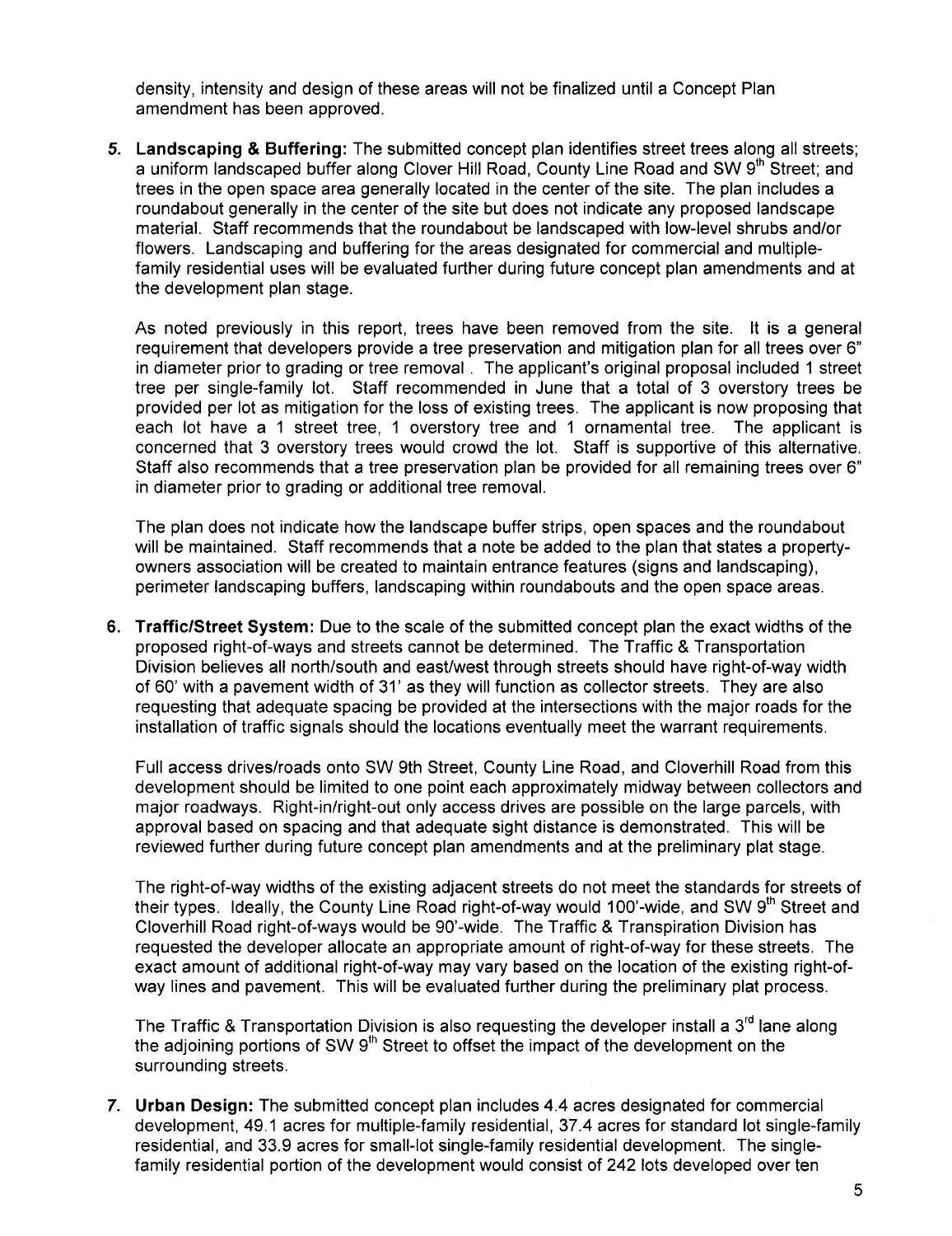density, intensity and design of these areas will not be finalized until a Concept Plan amendment has been approved.

5. **Landscaping & Buffering:** The submitted concept plan identifies street trees along all streets; a uniform landscaped buffer along Clover Hill Road, County Line Road and SW 9th Street; and trees in the open space area generally located in the center of the site. The plan includes a roundabout generally in the center of the site but does not indicate any proposed landscape material. Staff recommends that the roundabout be landscaped with low-level shrubs and/or flowers. Landscaping and buffering for the areas designated for commercial and multiple-family residential uses will be evaluated further during future concept plan amendments and at the development plan stage.

   As noted previously in this report, trees have been removed from the site. It is a general requirement that developers provide a tree preservation and mitigation plan for all trees over 6" in diameter prior to grading or tree removal . The applicant's original proposal included 1 street tree per single-family lot. Staff recommended in June that a total of 3 overstory trees be provided per lot as mitigation for the loss of existing trees. The applicant is now proposing that each lot have a 1 street tree, 1 overstory tree and 1 ornamental tree. The applicant is concerned that 3 overstory trees would crowd the lot. Staff is supportive of this alternative. Staff also recommends that a tree preservation plan be provided for all remaining trees over 6" in diameter prior to grading or additional tree removal.

   The plan does not indicate how the landscape buffer strips, open spaces and the roundabout will be maintained. Staff recommends that a note be added to the plan that states a property-owners association will be created to maintain entrance features (signs and landscaping), perimeter landscaping buffers, landscaping within roundabouts and the open space areas.

6. **Traffic/Street System:** Due to the scale of the submitted concept plan the exact widths of the proposed right-of-ways and streets cannot be determined. The Traffic & Transportation Division believes all north/south and east/west through streets should have right-of-way width of 60' with a pavement width of 31' as they will function as collector streets. They are also requesting that adequate spacing be provided at the intersections with the major roads for the installation of traffic signals should the locations eventually meet the warrant requirements.

   Full access drives/roads onto SW 9th Street, County Line Road, and Cloverhill Road from this development should be limited to one point each approximately midway between collectors and major roadways. Right-in/right-out only access drives are possible on the large parcels, with approval based on spacing and that adequate sight distance is demonstrated. This will be reviewed further during future concept plan amendments and at the preliminary plat stage.

   The right-of-way widths of the existing adjacent streets do not meet the standards for streets of their types. Ideally, the County Line Road right-of-way would 100'-wide, and SW 9th Street and Cloverhill Road right-of-ways would be 90'-wide. The Traffic & Transpiration Division has requested the developer allocate an appropriate amount of right-of-way for these streets. The exact amount of additional right-of-way may vary based on the location of the existing right-of-way lines and pavement. This will be evaluated further during the preliminary plat process.

   The Traffic & Transportation Division is also requesting the developer install a 3rd lane along the adjoining portions of SW 9th Street to offset the impact of the development on the surrounding streets.

7. **Urban Design:** The submitted concept plan includes 4.4 acres designated for commercial development, 49.1 acres for multiple-family residential, 37.4 acres for standard lot single-family residential, and 33.9 acres for small-lot single-family residential development. The single-family residential portion of the development would consist of 242 lots developed over ten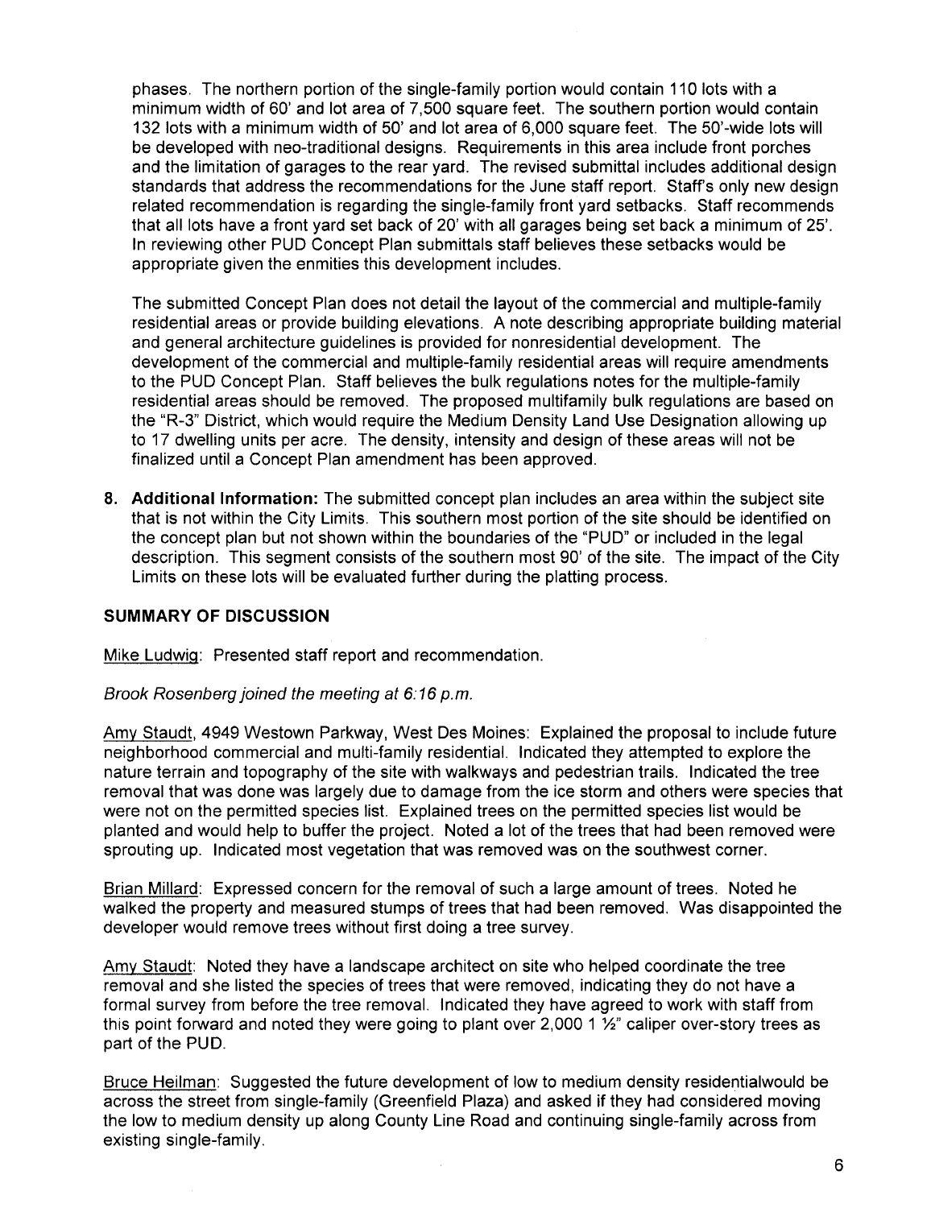phases. The northern portion of the single-family portion would contain 110 lots with a minimum width of 60' and lot area of 7,500 square feet. The southern portion would contain 132 lots with a minimum width of 50' and lot area of 6,000 square feet. The 50'-wide lots will be developed with neo-traditional designs. Requirements in this area include front porches and the limitation of garages to the rear yard. The revised submittal includes additional design standards that address the recommendations for the June staff report. Staff's only new design related recommendation is regarding the single-family front yard setbacks. Staff recommends that all lots have a front yard set back of 20' with all garages being set back a minimum of 25'. In reviewing other PUD Concept Plan submittals staff believes these setbacks would be appropriate given the enmities this development includes.

The submitted Concept Plan does not detail the layout of the commercial and multiple-family residential areas or provide building elevations. A note describing appropriate building material and general architecture guidelines is provided for nonresidential development. The development of the commercial and multiple-family residential areas will require amendments to the PUD Concept Plan. Staff believes the bulk regulations notes for the multiple-family residential areas should be removed. The proposed multifamily bulk regulations are based on the "R-3" District, which would require the Medium Density Land Use Designation allowing up to 17 dwelling units per acre. The density, intensity and design of these areas will not be finalized until a Concept Plan amendment has been approved.

8. **Additional Information:** The submitted concept plan includes an area within the subject site that is not within the City Limits. This southern most portion of the site should be identified on the concept plan but not shown within the boundaries of the "PUD" or included in the legal description. This segment consists of the southern most 90' of the site. The impact of the City Limits on these lots will be evaluated further during the platting process.

## SUMMARY OF DISCUSSION

Mike Ludwig: Presented staff report and recommendation.

*Brook Rosenberg joined the meeting at 6:16 p.m.*

Amy Staudt, 4949 Westown Parkway, West Des Moines: Explained the proposal to include future neighborhood commercial and multi-family residential. Indicated they attempted to explore the nature terrain and topography of the site with walkways and pedestrian trails. Indicated the tree removal that was done was largely due to damage from the ice storm and others were species that were not on the permitted species list. Explained trees on the permitted species list would be planted and would help to buffer the project. Noted a lot of the trees that had been removed were sprouting up. Indicated most vegetation that was removed was on the southwest corner.

Brian Millard: Expressed concern for the removal of such a large amount of trees. Noted he walked the property and measured stumps of trees that had been removed. Was disappointed the developer would remove trees without first doing a tree survey.

Amy Staudt: Noted they have a landscape architect on site who helped coordinate the tree removal and she listed the species of trees that were removed, indicating they do not have a formal survey from before the tree removal. Indicated they have agreed to work with staff from this point forward and noted they were going to plant over 2,000 1 ½" caliper over-story trees as part of the PUD.

Bruce Heilman: Suggested the future development of low to medium density residentialwould be across the street from single-family (Greenfield Plaza) and asked if they had considered moving the low to medium density up along County Line Road and continuing single-family across from existing single-family.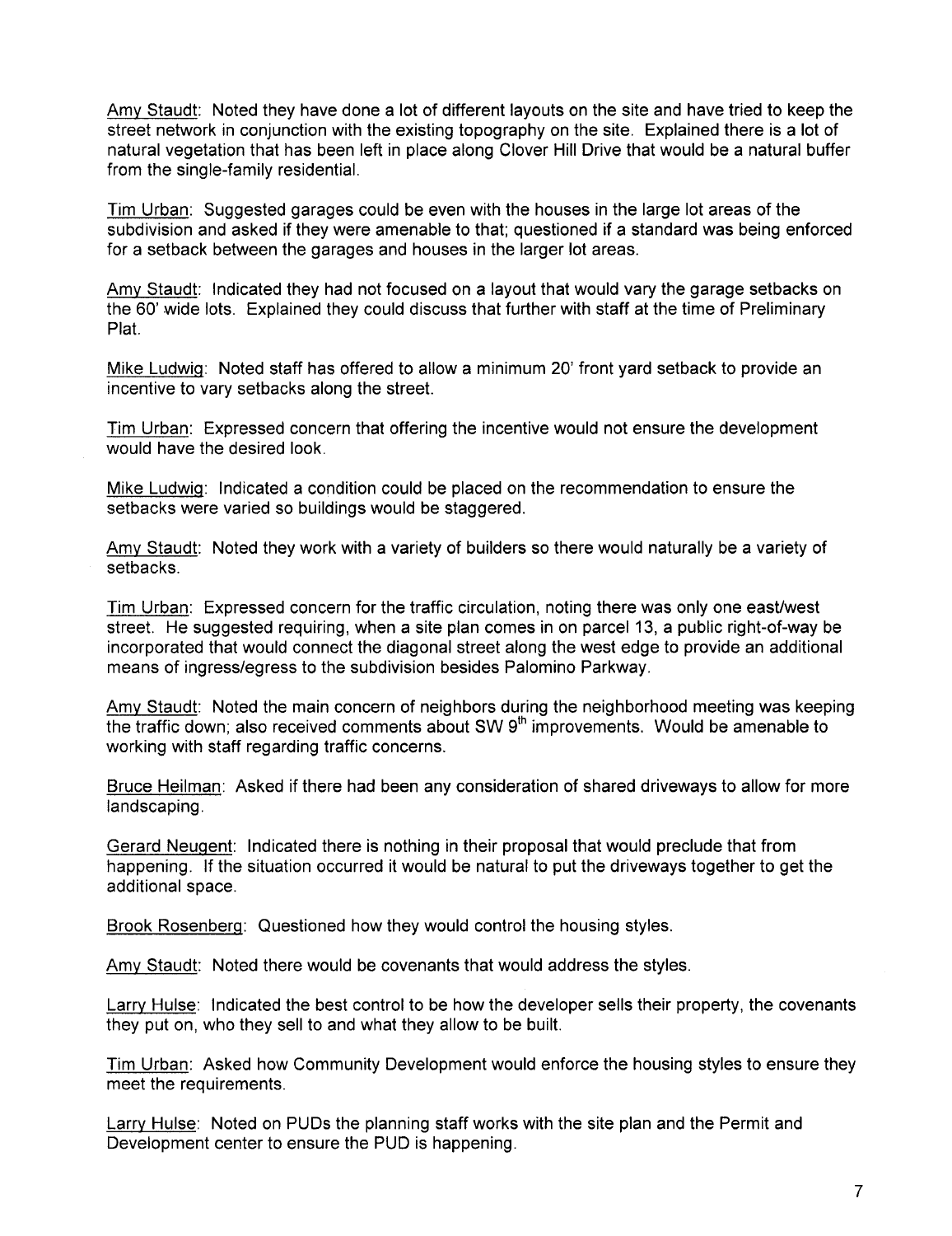Amy Staudt: Noted they have done a lot of different layouts on the site and have tried to keep the street network in conjunction with the existing topography on the site. Explained there is a lot of natural vegetation that has been left in place along Clover Hill Drive that would be a natural buffer from the single-family residential.

Tim Urban: Suggested garages could be even with the houses in the large lot areas of the subdivision and asked if they were amenable to that; questioned if a standard was being enforced for a setback between the garages and houses in the larger lot areas.

Amy Staudt: Indicated they had not focused on a layout that would vary the garage setbacks on the 60' wide lots. Explained they could discuss that further with staff at the time of Preliminary Plat.

Mike Ludwig: Noted staff has offered to allow a minimum 20' front yard setback to provide an incentive to vary setbacks along the street.

Tim Urban: Expressed concern that offering the incentive would not ensure the development would have the desired look.

Mike Ludwig: Indicated a condition could be placed on the recommendation to ensure the setbacks were varied so buildings would be staggered.

Amy Staudt: Noted they work with a variety of builders so there would naturally be a variety of setbacks.

Tim Urban: Expressed concern for the traffic circulation, noting there was only one east/west street. He suggested requiring, when a site plan comes in on parcel 13, a public right-of-way be incorporated that would connect the diagonal street along the west edge to provide an additional means of ingress/egress to the subdivision besides Palomino Parkway.

Amy Staudt: Noted the main concern of neighbors during the neighborhood meeting was keeping the traffic down; also received comments about SW 9th improvements. Would be amenable to working with staff regarding traffic concerns.

Bruce Heilman: Asked if there had been any consideration of shared driveways to allow for more landscaping.

Gerard Neugent: Indicated there is nothing in their proposal that would preclude that from happening. If the situation occurred it would be natural to put the driveways together to get the additional space.

Brook Rosenberg: Questioned how they would control the housing styles.

Amy Staudt: Noted there would be covenants that would address the styles.

Larry Hulse: Indicated the best control to be how the developer sells their property, the covenants they put on, who they sell to and what they allow to be built.

Tim Urban: Asked how Community Development would enforce the housing styles to ensure they meet the requirements.

Larry Hulse: Noted on PUDs the planning staff works with the site plan and the Permit and Development center to ensure the PUD is happening.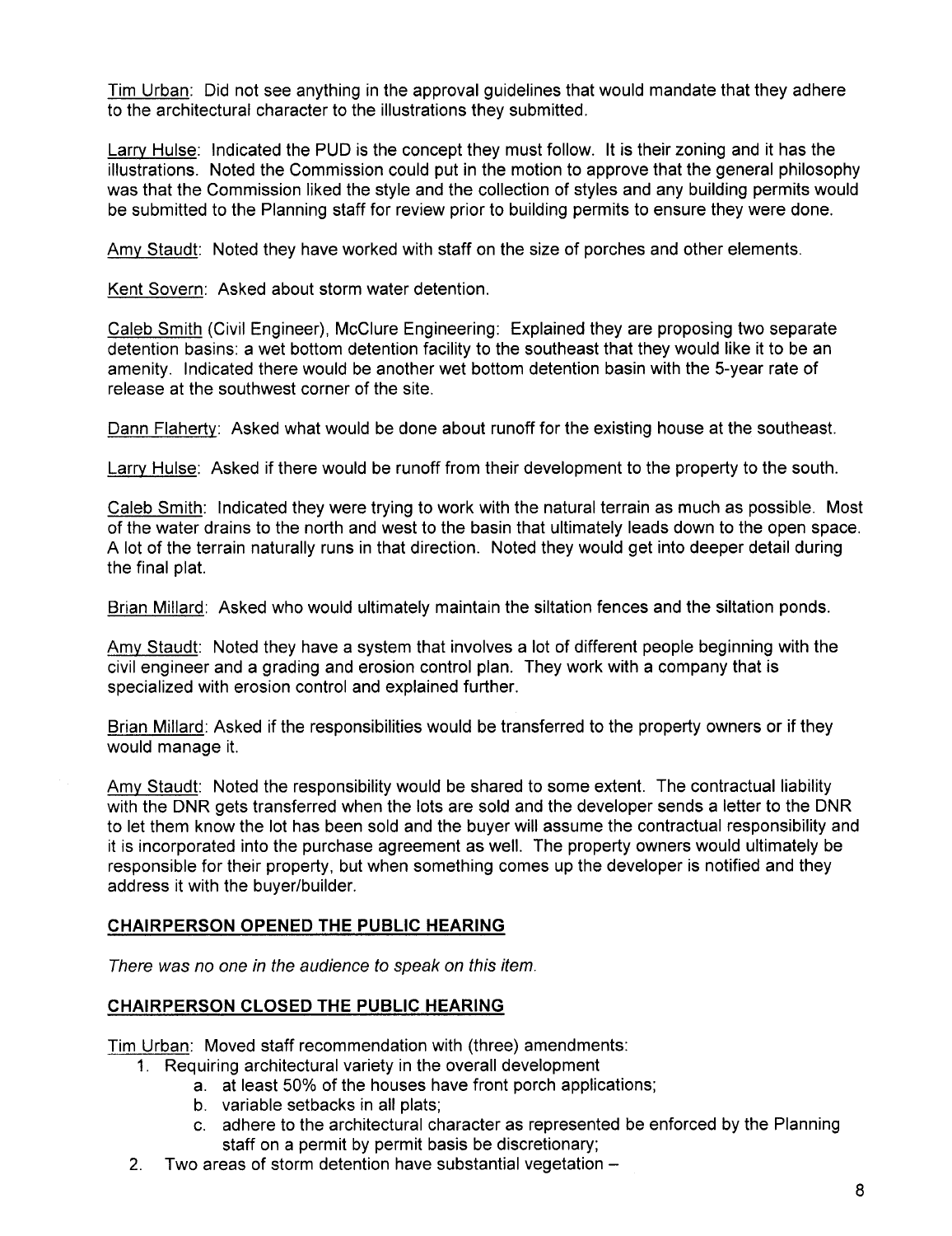Tim Urban: Did not see anything in the approval guidelines that would mandate that they adhere to the architectural character to the illustrations they submitted.

Larry Hulse: Indicated the PUD is the concept they must follow. It is their zoning and it has the illustrations. Noted the Commission could put in the motion to approve that the general philosophy was that the Commission liked the style and the collection of styles and any building permits would be submitted to the Planning staff for review prior to building permits to ensure they were done.

Amy Staudt: Noted they have worked with staff on the size of porches and other elements.

Kent Sovern: Asked about storm water detention.

Caleb Smith (Civil Engineer), McClure Engineering: Explained they are proposing two separate detention basins: a wet bottom detention facility to the southeast that they would like it to be an amenity. Indicated there would be another wet bottom detention basin with the 5-year rate of release at the southwest corner of the site.

Dann Flaherty: Asked what would be done about runoff for the existing house at the southeast.

Larry Hulse: Asked if there would be runoff from their development to the property to the south.

Caleb Smith: Indicated they were trying to work with the natural terrain as much as possible. Most of the water drains to the north and west to the basin that ultimately leads down to the open space. A lot of the terrain naturally runs in that direction. Noted they would get into deeper detail during the final plat.

Brian Millard: Asked who would ultimately maintain the siltation fences and the siltation ponds.

Amy Staudt: Noted they have a system that involves a lot of different people beginning with the civil engineer and a grading and erosion control plan. They work with a company that is specialized with erosion control and explained further.

Brian Millard: Asked if the responsibilities would be transferred to the property owners or if they would manage it.

Amy Staudt: Noted the responsibility would be shared to some extent. The contractual liability with the DNR gets transferred when the lots are sold and the developer sends a letter to the DNR to let them know the lot has been sold and the buyer will assume the contractual responsibility and it is incorporated into the purchase agreement as well. The property owners would ultimately be responsible for their property, but when something comes up the developer is notified and they address it with the buyer/builder.

**CHAIRPERSON OPENED THE PUBLIC HEARING**

*There was no one in the audience to speak on this item.*

**CHAIRPERSON CLOSED THE PUBLIC HEARING**

Tim Urban: Moved staff recommendation with (three) amendments:

1. Requiring architectural variety in the overall development
   a. at least 50% of the houses have front porch applications;
   b. variable setbacks in all plats;
   c. adhere to the architectural character as represented be enforced by the Planning staff on a permit by permit basis be discretionary;
2. Two areas of storm detention have substantial vegetation –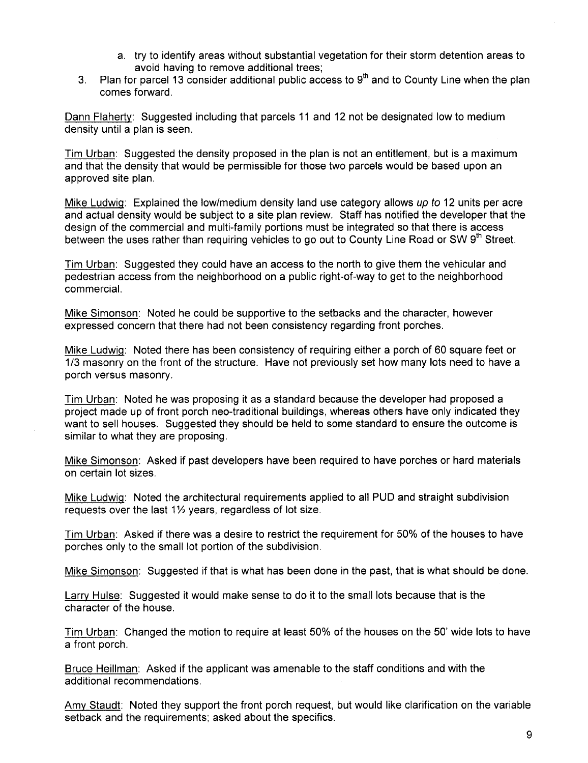a. try to identify areas without substantial vegetation for their storm detention areas to avoid having to remove additional trees;

3. Plan for parcel 13 consider additional public access to 9th and to County Line when the plan comes forward.

Dann Flaherty: Suggested including that parcels 11 and 12 not be designated low to medium density until a plan is seen.

Tim Urban: Suggested the density proposed in the plan is not an entitlement, but is a maximum and that the density that would be permissible for those two parcels would be based upon an approved site plan.

Mike Ludwig: Explained the low/medium density land use category allows *up to* 12 units per acre and actual density would be subject to a site plan review. Staff has notified the developer that the design of the commercial and multi-family portions must be integrated so that there is access between the uses rather than requiring vehicles to go out to County Line Road or SW 9th Street.

Tim Urban: Suggested they could have an access to the north to give them the vehicular and pedestrian access from the neighborhood on a public right-of-way to get to the neighborhood commercial.

Mike Simonson: Noted he could be supportive to the setbacks and the character, however expressed concern that there had not been consistency regarding front porches.

Mike Ludwig: Noted there has been consistency of requiring either a porch of 60 square feet or 1/3 masonry on the front of the structure. Have not previously set how many lots need to have a porch versus masonry.

Tim Urban: Noted he was proposing it as a standard because the developer had proposed a project made up of front porch neo-traditional buildings, whereas others have only indicated they want to sell houses. Suggested they should be held to some standard to ensure the outcome is similar to what they are proposing.

Mike Simonson: Asked if past developers have been required to have porches or hard materials on certain lot sizes.

Mike Ludwig: Noted the architectural requirements applied to all PUD and straight subdivision requests over the last 1½ years, regardless of lot size.

Tim Urban: Asked if there was a desire to restrict the requirement for 50% of the houses to have porches only to the small lot portion of the subdivision.

Mike Simonson: Suggested if that is what has been done in the past, that is what should be done.

Larry Hulse: Suggested it would make sense to do it to the small lots because that is the character of the house.

Tim Urban: Changed the motion to require at least 50% of the houses on the 50' wide lots to have a front porch.

Bruce Heillman: Asked if the applicant was amenable to the staff conditions and with the additional recommendations.

Amy Staudt: Noted they support the front porch request, but would like clarification on the variable setback and the requirements; asked about the specifics.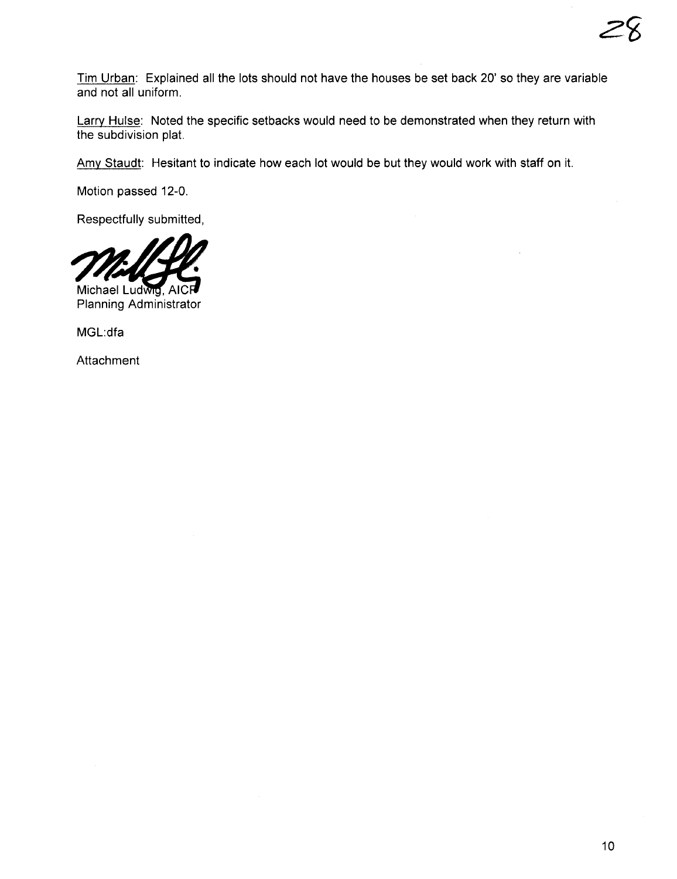Tim Urban: Explained all the lots should not have the houses be set back 20' so they are variable and not all uniform.

Larry Hulse: Noted the specific setbacks would need to be demonstrated when they return with the subdivision plat.

Amy Staudt: Hesitant to indicate how each lot would be but they would work with staff on it.

Motion passed 12-0.

Respectfully submitted,

Michael Ludwig, AICP
Planning Administrator

MGL:dfa

Attachment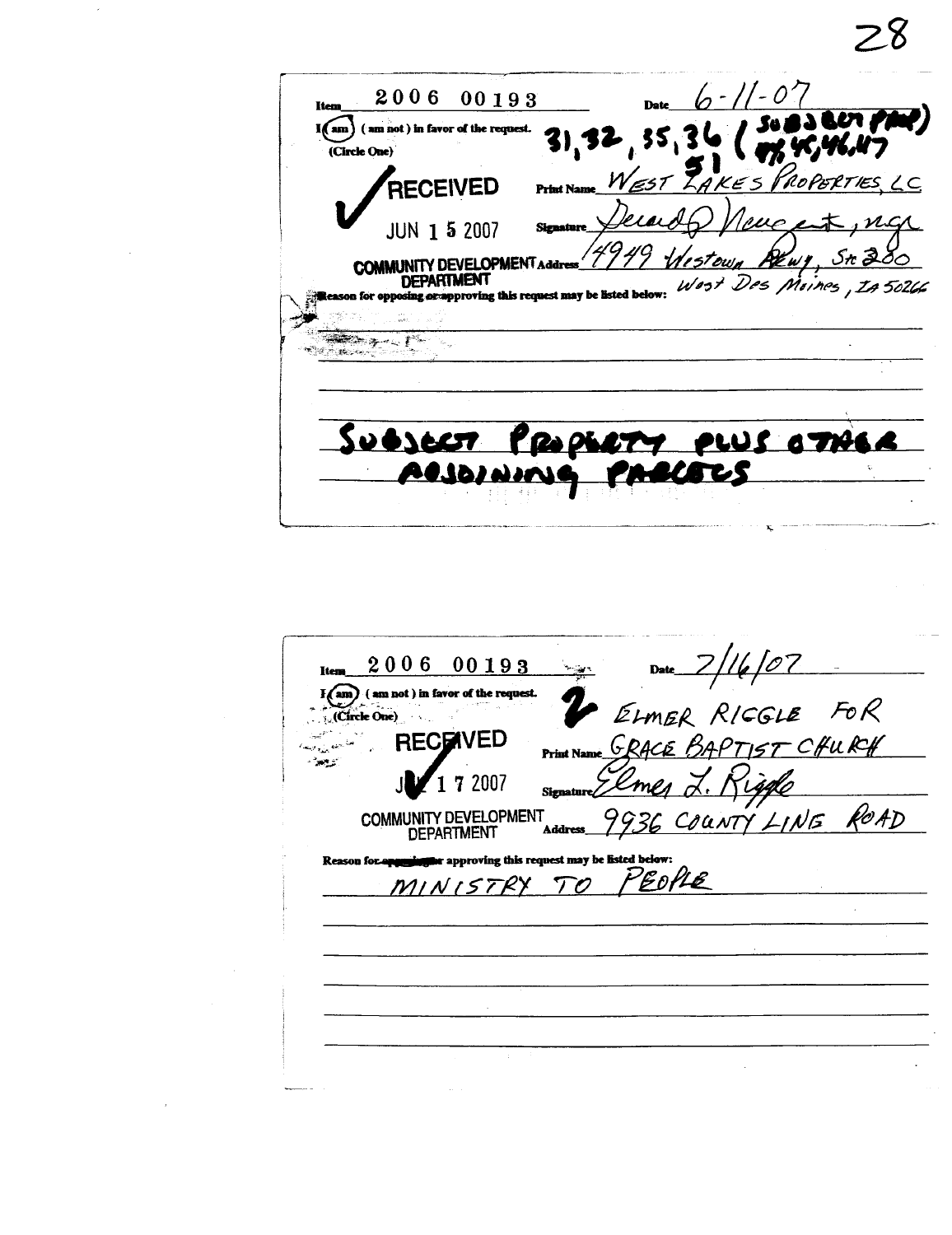Item 2006 00193

Date 6-11-07

I (am) (am not) in favor of the request.
(Circle One)

31, 32, 35, 36 (SUBJECT PROP)
51 (44, 45, 46, 47)

RECEIVED
JUN 15 2007
COMMUNITY DEVELOPMENT DEPARTMENT

Print Name WEST LAKES PROPERTIES, LC

Signature Gerard D Neugent, mgr

Address 4949 Westown Pkwy, Ste 200
West Des Moines, IA 50266

Reason for opposing or approving this request may be listed below:

SUBJECT PROPERTY PLUS OTHER ADJOINING PARCELS

---

Item 2006 00193

Date 7/16/07

I (am) (am not) in favor of the request.
(Circle One)

RECEIVED
JUL 17 2007
COMMUNITY DEVELOPMENT DEPARTMENT

ELMER RIGGLE FOR

Print Name GRACE BAPTIST CHURCH

Signature Elmer L. Riggle

Address 9936 COUNTY LINE ROAD

Reason for approving this request may be listed below:

MINISTRY TO PEOPLE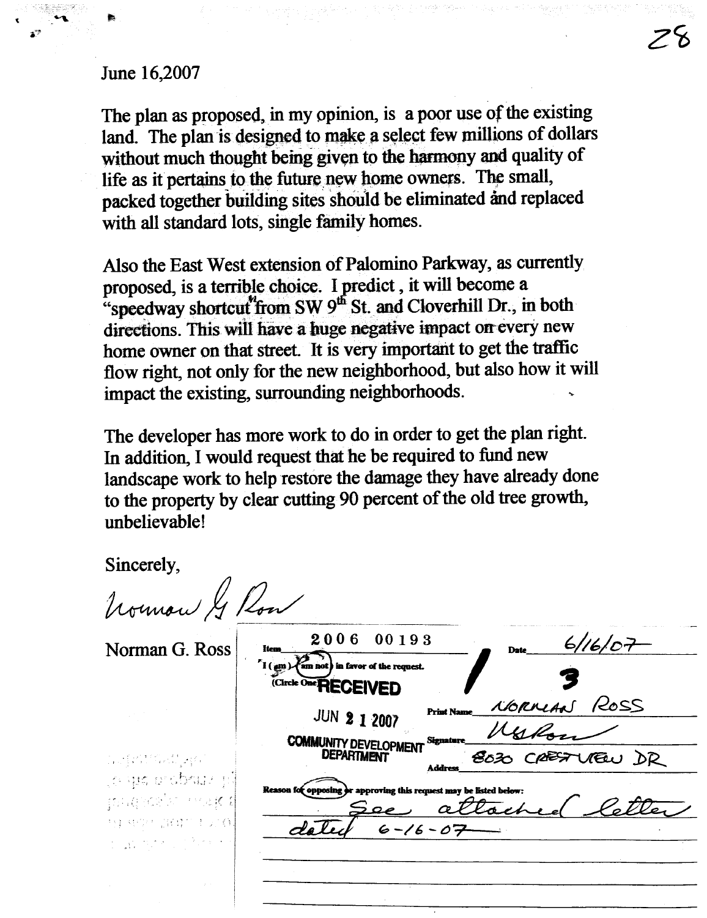June 16,2007

The plan as proposed, in my opinion, is a poor use of the existing land. The plan is designed to make a select few millions of dollars without much thought being given to the harmony and quality of life as it pertains to the future new home owners. The small, packed together building sites should be eliminated and replaced with all standard lots, single family homes.

Also the East West extension of Palomino Parkway, as currently proposed, is a terrible choice. I predict, it will become a "speedway shortcut" from SW 9th St. and Cloverhill Dr., in both directions. This will have a huge negative impact on every new home owner on that street. It is very important to get the traffic flow right, not only for the new neighborhood, but also how it will impact the existing, surrounding neighborhoods.

The developer has more work to do in order to get the plan right. In addition, I would request that he be required to fund new landscape work to help restore the damage they have already done to the property by clear cutting 90 percent of the old tree growth, unbelievable!

Sincerely,

Norman G Ross

Norman G. Ross

Item 2006 00193 Date 6/16/07

I (am) (am not) in favor of the request. (Circle One) — "am not" circled

RECEIVED JUN 21 2007 COMMUNITY DEVELOPMENT DEPARTMENT

1 3

Print Name NORMAN ROSS

Signature N G Ross

Address 8030 CRESTVIEW DR

Reason for (opposing) or approving this request may be listed below:

See attached letter dated 6-16-07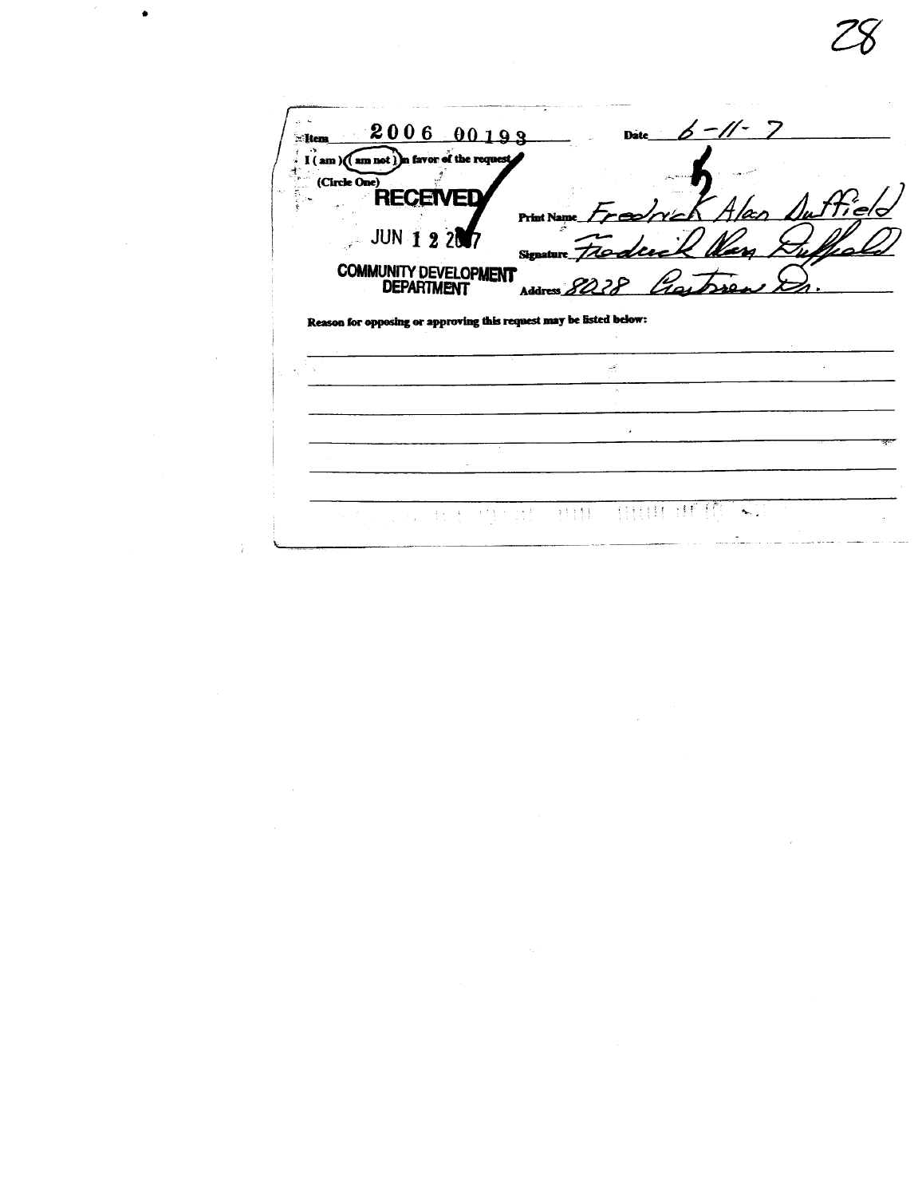28

Item 2006 00193

Date 6-11-7

I ( am ) ( am not ) in favor of the request

(Circle One)

RECEIVED

JUN 12 2007

COMMUNITY DEVELOPMENT DEPARTMENT

Print Name Fredrick Alan Duffield

Signature Fredrick Alan Duffield

Address 8038 Crestview Dr.

Reason for opposing or approving this request may be listed below: